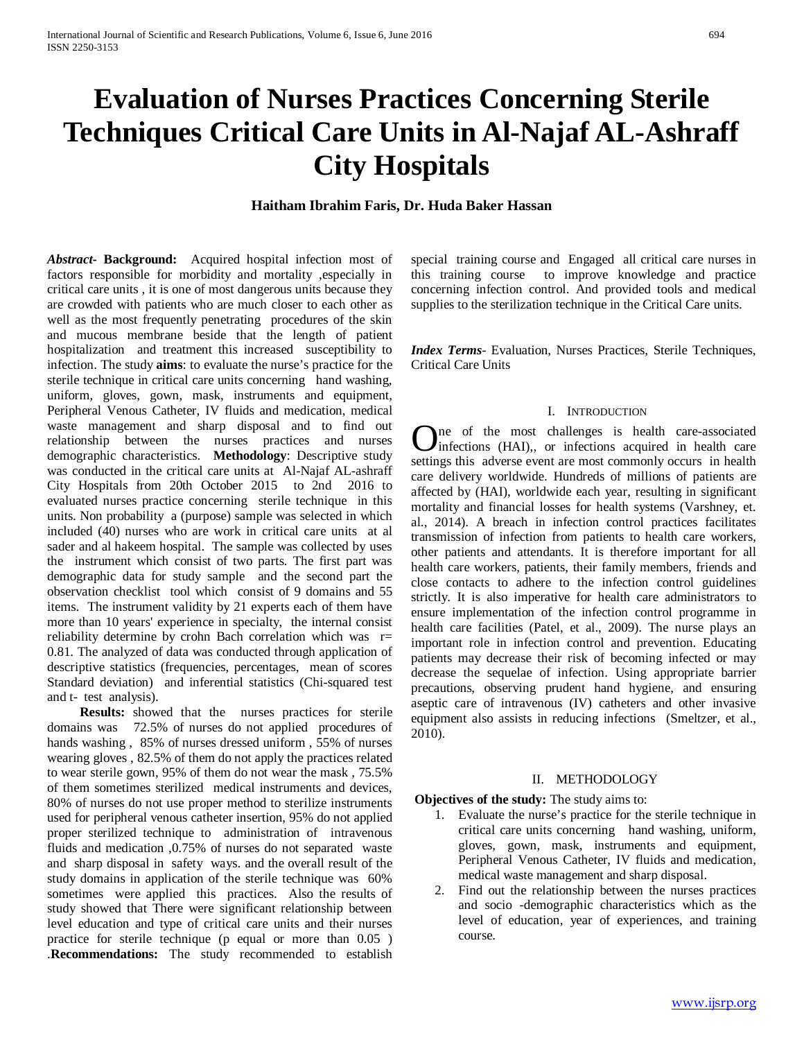# Evaluation of Nurses Practices Concerning Sterile Techniques Critical Care Units in Al-Najaf AL-Ashraff City Hospitals

**Haitham Ibrahim Faris, Dr. Huda Baker Hassan**

***Abstract*- Background:** Acquired hospital infection most of factors responsible for morbidity and mortality ,especially in critical care units , it is one of most dangerous units because they are crowded with patients who are much closer to each other as well as the most frequently penetrating procedures of the skin and mucous membrane beside that the length of patient hospitalization and treatment this increased susceptibility to infection. The study **aims**: to evaluate the nurse's practice for the sterile technique in critical care units concerning hand washing, uniform, gloves, gown, mask, instruments and equipment, Peripheral Venous Catheter, IV fluids and medication, medical waste management and sharp disposal and to find out relationship between the nurses practices and nurses demographic characteristics. **Methodology**: Descriptive study was conducted in the critical care units at Al-Najaf AL-ashraff City Hospitals from 20th October 2015 to 2nd 2016 to evaluated nurses practice concerning sterile technique in this units. Non probability a (purpose) sample was selected in which included (40) nurses who are work in critical care units at al sader and al hakeem hospital. The sample was collected by uses the instrument which consist of two parts. The first part was demographic data for study sample and the second part the observation checklist tool which consist of 9 domains and 55 items. The instrument validity by 21 experts each of them have more than 10 years' experience in specialty, the internal consist reliability determine by crohn Bach correlation which was r= 0.81. The analyzed of data was conducted through application of descriptive statistics (frequencies, percentages, mean of scores Standard deviation) and inferential statistics (Chi-squared test and t- test analysis).

**Results:** showed that the nurses practices for sterile domains was 72.5% of nurses do not applied procedures of hands washing , 85% of nurses dressed uniform , 55% of nurses wearing gloves , 82.5% of them do not apply the practices related to wear sterile gown, 95% of them do not wear the mask , 75.5% of them sometimes sterilized medical instruments and devices, 80% of nurses do not use proper method to sterilize instruments used for peripheral venous catheter insertion, 95% do not applied proper sterilized technique to administration of intravenous fluids and medication ,0.75% of nurses do not separated waste and sharp disposal in safety ways. and the overall result of the study domains in application of the sterile technique was 60% sometimes were applied this practices. Also the results of study showed that There were significant relationship between level education and type of critical care units and their nurses practice for sterile technique (p equal or more than 0.05 ) .**Recommendations:** The study recommended to establish special training course and Engaged all critical care nurses in this training course to improve knowledge and practice concerning infection control. And provided tools and medical supplies to the sterilization technique in the Critical Care units.

***Index Terms*-** Evaluation, Nurses Practices, Sterile Techniques, Critical Care Units

## I. Introduction

One of the most challenges is health care-associated infections (HAI),, or infections acquired in health care settings this adverse event are most commonly occurs in health care delivery worldwide. Hundreds of millions of patients are affected by (HAI), worldwide each year, resulting in significant mortality and financial losses for health systems (Varshney, et. al., 2014). A breach in infection control practices facilitates transmission of infection from patients to health care workers, other patients and attendants. It is therefore important for all health care workers, patients, their family members, friends and close contacts to adhere to the infection control guidelines strictly. It is also imperative for health care administrators to ensure implementation of the infection control programme in health care facilities (Patel, et al., 2009). The nurse plays an important role in infection control and prevention. Educating patients may decrease their risk of becoming infected or may decrease the sequelae of infection. Using appropriate barrier precautions, observing prudent hand hygiene, and ensuring aseptic care of intravenous (IV) catheters and other invasive equipment also assists in reducing infections (Smeltzer, et al., 2010).

## II. METHODOLOGY

**Objectives of the study:** The study aims to:

1. Evaluate the nurse's practice for the sterile technique in critical care units concerning hand washing, uniform, gloves, gown, mask, instruments and equipment, Peripheral Venous Catheter, IV fluids and medication, medical waste management and sharp disposal.
2. Find out the relationship between the nurses practices and socio -demographic characteristics which as the level of education, year of experiences, and training course.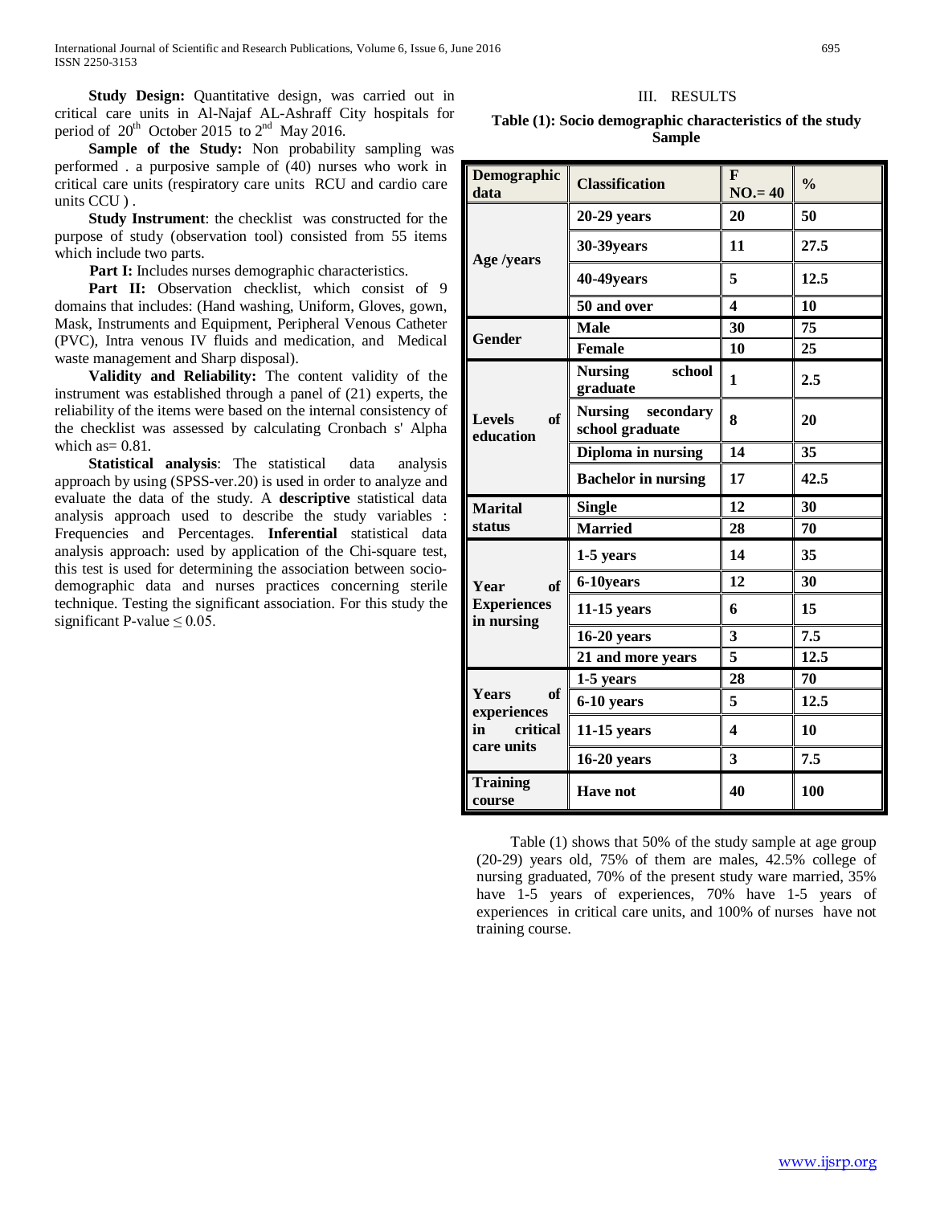**Study Design:** Quantitative design, was carried out in critical care units in Al-Najaf AL-Ashraff City hospitals for period of 20th October 2015 to 2nd May 2016.

**Sample of the Study:** Non probability sampling was performed . a purposive sample of (40) nurses who work in critical care units (respiratory care units RCU and cardio care units CCU ) .

**Study Instrument**: the checklist was constructed for the purpose of study (observation tool) consisted from 55 items which include two parts.

**Part I:** Includes nurses demographic characteristics.

**Part II:** Observation checklist, which consist of 9 domains that includes: (Hand washing, Uniform, Gloves, gown, Mask, Instruments and Equipment, Peripheral Venous Catheter (PVC), Intra venous IV fluids and medication, and Medical waste management and Sharp disposal).

**Validity and Reliability:** The content validity of the instrument was established through a panel of (21) experts, the reliability of the items were based on the internal consistency of the checklist was assessed by calculating Cronbach s' Alpha which as= 0.81.

**Statistical analysis**: The statistical data analysis approach by using (SPSS-ver.20) is used in order to analyze and evaluate the data of the study. A **descriptive** statistical data analysis approach used to describe the study variables : Frequencies and Percentages. **Inferential** statistical data analysis approach: used by application of the Chi-square test, this test is used for determining the association between socio-demographic data and nurses practices concerning sterile technique. Testing the significant association. For this study the significant P-value $\leq 0.05$.

## III. RESULTS

**Table (1): Socio demographic characteristics of the study Sample**

| Demographic data | Classification | F NO.= 40 | % |
|---|---|---|---|
| Age /years | 20-29 years | 20 | 50 |
| | 30-39years | 11 | 27.5 |
| | 40-49years | 5 | 12.5 |
| | 50 and over | 4 | 10 |
| Gender | Male | 30 | 75 |
| | Female | 10 | 25 |
| Levels of education | Nursing school graduate | 1 | 2.5 |
| | Nursing secondary school graduate | 8 | 20 |
| | Diploma in nursing | 14 | 35 |
| | Bachelor in nursing | 17 | 42.5 |
| Marital status | Single | 12 | 30 |
| | Married | 28 | 70 |
| Year of Experiences in nursing | 1-5 years | 14 | 35 |
| | 6-10years | 12 | 30 |
| | 11-15 years | 6 | 15 |
| | 16-20 years | 3 | 7.5 |
| | 21 and more years | 5 | 12.5 |
| Years of experiences in critical care units | 1-5 years | 28 | 70 |
| | 6-10 years | 5 | 12.5 |
| | 11-15 years | 4 | 10 |
| | 16-20 years | 3 | 7.5 |
| Training course | Have not | 40 | 100 |

Table (1) shows that 50% of the study sample at age group (20-29) years old, 75% of them are males, 42.5% college of nursing graduated, 70% of the present study ware married, 35% have 1-5 years of experiences, 70% have 1-5 years of experiences in critical care units, and 100% of nurses have not training course.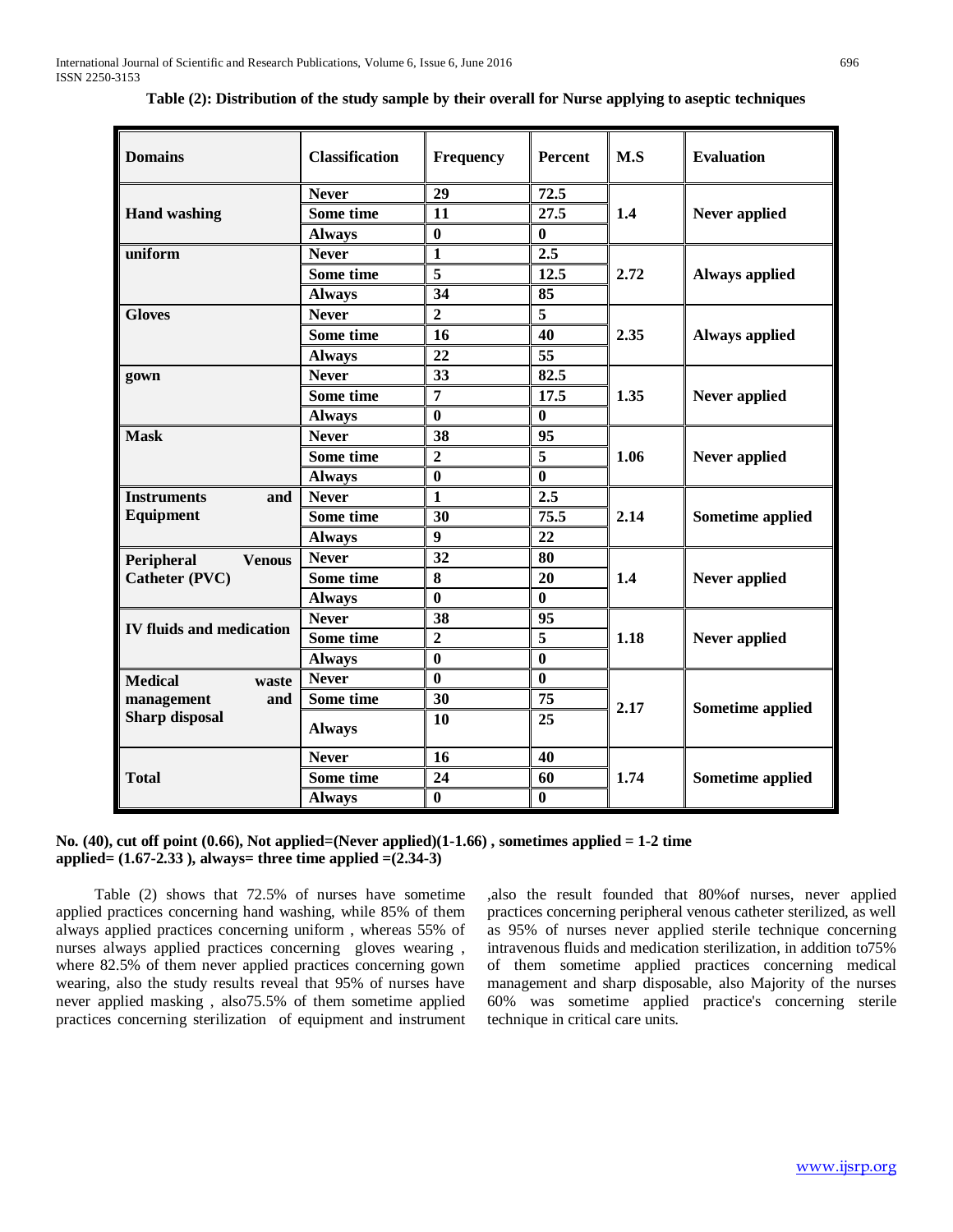**Table (2): Distribution of the study sample by their overall for Nurse applying to aseptic techniques**

| Domains | Classification | Frequency | Percent | M.S | Evaluation |
|---|---|---|---|---|---|
| Hand washing | Never | 29 | 72.5 | 1.4 | Never applied |
| | Some time | 11 | 27.5 | | |
| | Always | 0 | 0 | | |
| uniform | Never | 1 | 2.5 | 2.72 | Always applied |
| | Some time | 5 | 12.5 | | |
| | Always | 34 | 85 | | |
| Gloves | Never | 2 | 5 | 2.35 | Always applied |
| | Some time | 16 | 40 | | |
| | Always | 22 | 55 | | |
| gown | Never | 33 | 82.5 | 1.35 | Never applied |
| | Some time | 7 | 17.5 | | |
| | Always | 0 | 0 | | |
| Mask | Never | 38 | 95 | 1.06 | Never applied |
| | Some time | 2 | 5 | | |
| | Always | 0 | 0 | | |
| Instruments and Equipment | Never | 1 | 2.5 | 2.14 | Sometime applied |
| | Some time | 30 | 75.5 | | |
| | Always | 9 | 22 | | |
| Peripheral Venous Catheter (PVC) | Never | 32 | 80 | 1.4 | Never applied |
| | Some time | 8 | 20 | | |
| | Always | 0 | 0 | | |
| IV fluids and medication | Never | 38 | 95 | 1.18 | Never applied |
| | Some time | 2 | 5 | | |
| | Always | 0 | 0 | | |
| Medical waste management and Sharp disposal | Never | 0 | 0 | 2.17 | Sometime applied |
| | Some time | 30 | 75 | | |
| | Always | 10 | 25 | | |
| Total | Never | 16 | 40 | 1.74 | Sometime applied |
| | Some time | 24 | 60 | | |
| | Always | 0 | 0 | | |

**No. (40), cut off point (0.66), Not applied=(Never applied)(1-1.66) , sometimes applied = 1-2 time applied= (1.67-2.33 ), always= three time applied =(2.34-3)**

Table (2) shows that 72.5% of nurses have sometime applied practices concerning hand washing, while 85% of them always applied practices concerning uniform , whereas 55% of nurses always applied practices concerning gloves wearing , where 82.5% of them never applied practices concerning gown wearing, also the study results reveal that 95% of nurses have never applied masking , also75.5% of them sometime applied practices concerning sterilization of equipment and instrument ,also the result founded that 80%of nurses, never applied practices concerning peripheral venous catheter sterilized, as well as 95% of nurses never applied sterile technique concerning intravenous fluids and medication sterilization, in addition to75% of them sometime applied practices concerning medical management and sharp disposable, also Majority of the nurses 60% was sometime applied practice's concerning sterile technique in critical care units.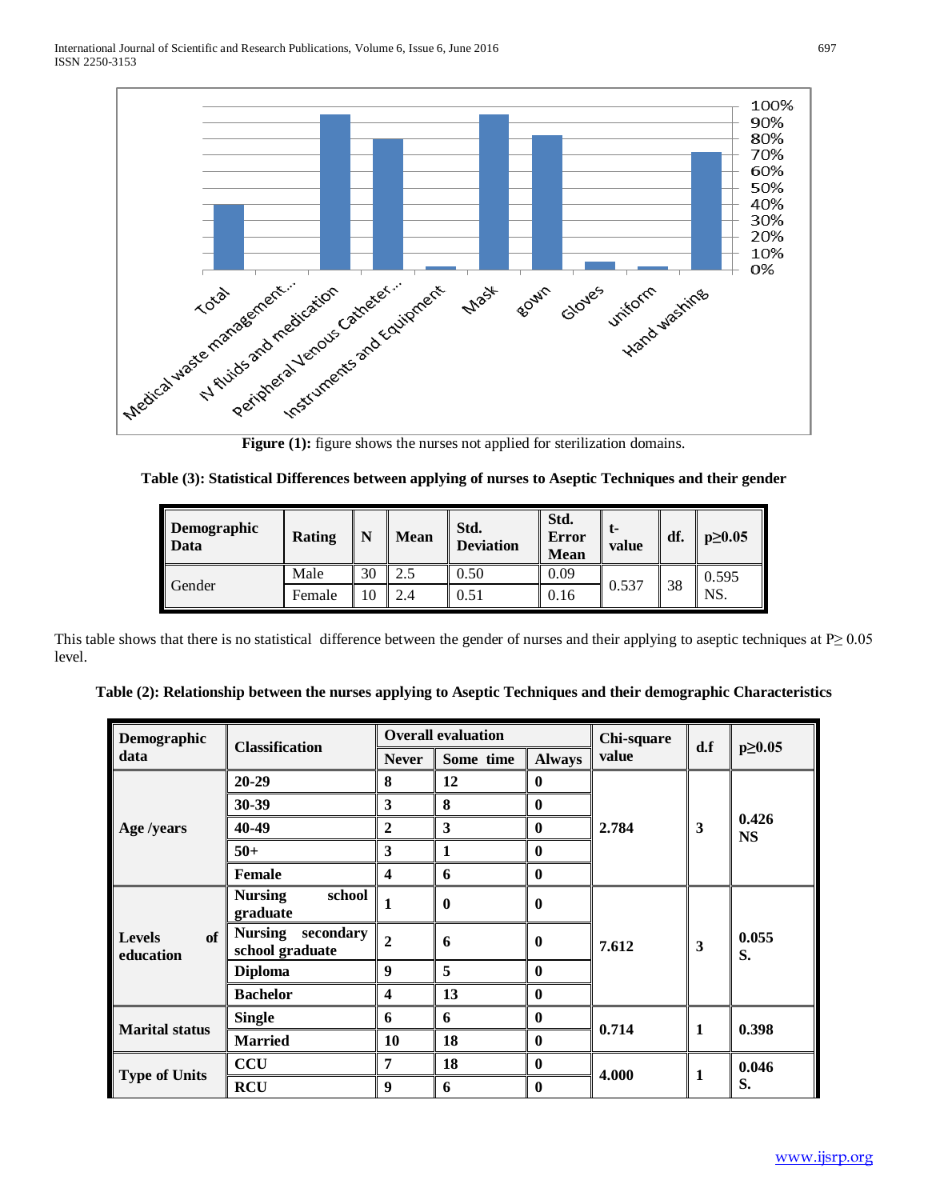Figure (1): figure shows the nurses not applied for sterilization domains.

**Table (3): Statistical Differences between applying of nurses to Aseptic Techniques and their gender**

| Demographic Data | Rating | N | Mean | Std. Deviation | Std. Error Mean | t-value | df. | p≥0.05 |
|---|---|---|---|---|---|---|---|---|
| Gender | Male | 30 | 2.5 | 0.50 | 0.09 | 0.537 | 38 | 0.595 NS. |
| | Female | 10 | 2.4 | 0.51 | 0.16 | | | |

This table shows that there is no statistical difference between the gender of nurses and their applying to aseptic techniques at P≥ 0.05 level.

**Table (2): Relationship between the nurses applying to Aseptic Techniques and their demographic Characteristics**

| Demographic data | Classification | Overall evaluation | | | Chi-square value | d.f | p≥0.05 |
|---|---|---|---|---|---|---|---|
| | | **Never** | **Some time** | **Always** | | | |
| **Age /years** | **20-29** | **8** | **12** | **0** | **2.784** | **3** | **0.426 NS** |
| | **30-39** | **3** | **8** | **0** | | | |
| | **40-49** | **2** | **3** | **0** | | | |
| | **50+** | **3** | **1** | **0** | | | |
| | **Female** | **4** | **6** | **0** | | | |
| **Levels of education** | **Nursing school graduate** | **1** | **0** | **0** | **7.612** | **3** | **0.055 S.** |
| | **Nursing secondary school graduate** | **2** | **6** | **0** | | | |
| | **Diploma** | **9** | **5** | **0** | | | |
| | **Bachelor** | **4** | **13** | **0** | | | |
| **Marital status** | **Single** | **6** | **6** | **0** | **0.714** | **1** | **0.398** |
| | **Married** | **10** | **18** | **0** | | | |
| **Type of Units** | **CCU** | **7** | **18** | **0** | **4.000** | **1** | **0.046 S.** |
| | **RCU** | **9** | **6** | **0** | | | |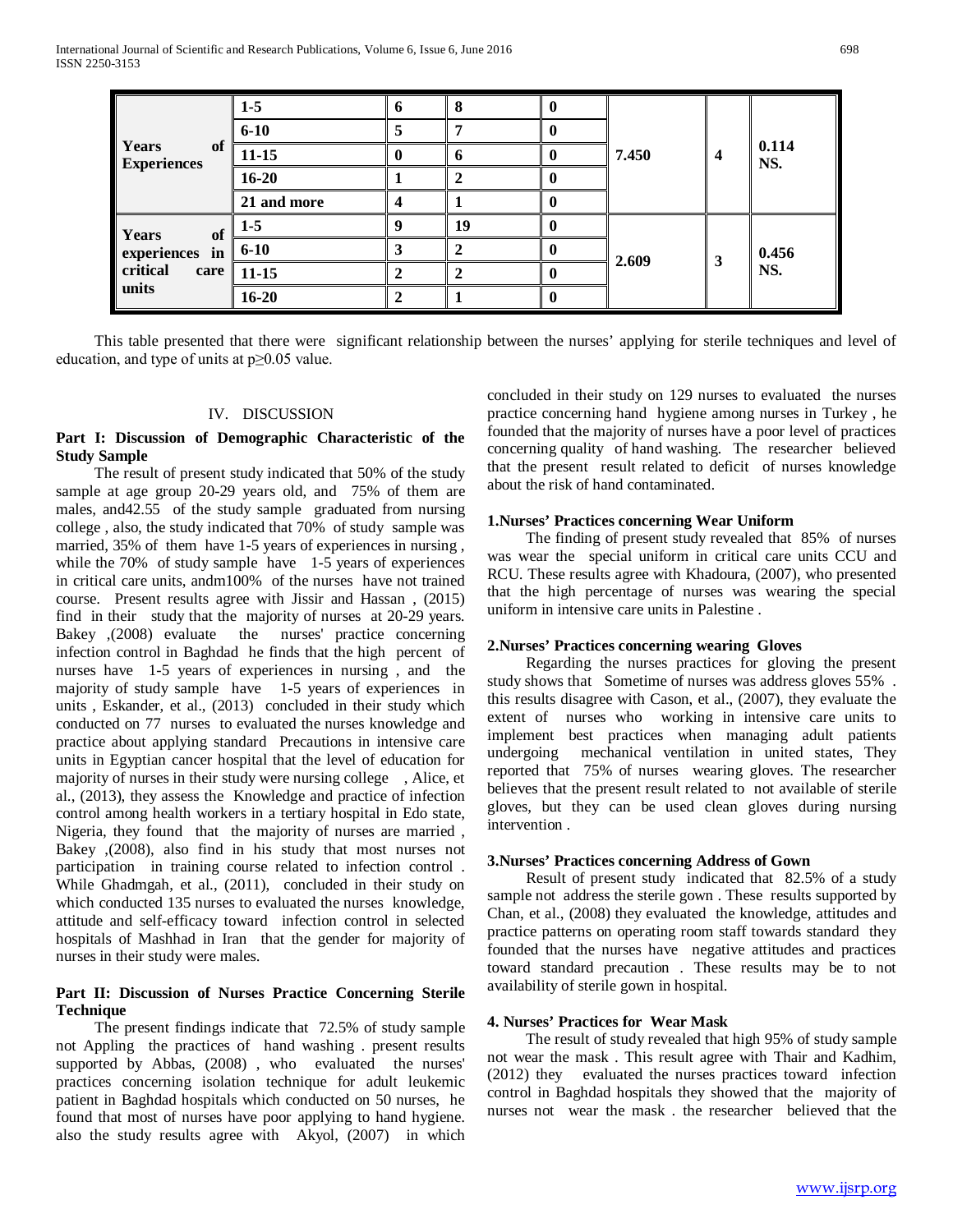| | | | | | | | |
|---|---|---|---|---|---|---|---|
| **Years of Experiences** | **1-5** | **6** | **8** | **0** | **7.450** | **4** | **0.114 NS.** |
| | **6-10** | **5** | **7** | **0** | | | |
| | **11-15** | **0** | **6** | **0** | | | |
| | **16-20** | **1** | **2** | **0** | | | |
| | **21 and more** | **4** | **1** | **0** | | | |
| **Years of experiences in critical care units** | **1-5** | **9** | **19** | **0** | **2.609** | **3** | **0.456 NS.** |
| | **6-10** | **3** | **2** | **0** | | | |
| | **11-15** | **2** | **2** | **0** | | | |
| | **16-20** | **2** | **1** | **0** | | | |

This table presented that there were significant relationship between the nurses' applying for sterile techniques and level of education, and type of units at $p \geq 0.05$ value.

## IV. DISCUSSION

### Part I: Discussion of Demographic Characteristic of the Study Sample

The result of present study indicated that 50% of the study sample at age group 20-29 years old, and 75% of them are males, and42.55 of the study sample graduated from nursing college , also, the study indicated that 70% of study sample was married, 35% of them have 1-5 years of experiences in nursing , while the 70% of study sample have 1-5 years of experiences in critical care units, andm100% of the nurses have not trained course. Present results agree with Jissir and Hassan , (2015) find in their study that the majority of nurses at 20-29 years. Bakey ,(2008) evaluate the nurses' practice concerning infection control in Baghdad he finds that the high percent of nurses have 1-5 years of experiences in nursing , and the majority of study sample have 1-5 years of experiences in units , Eskander, et al., (2013) concluded in their study which conducted on 77 nurses to evaluated the nurses knowledge and practice about applying standard Precautions in intensive care units in Egyptian cancer hospital that the level of education for majority of nurses in their study were nursing college , Alice, et al., (2013), they assess the Knowledge and practice of infection control among health workers in a tertiary hospital in Edo state, Nigeria, they found that the majority of nurses are married , Bakey ,(2008), also find in his study that most nurses not participation in training course related to infection control . While Ghadmgah, et al., (2011), concluded in their study on which conducted 135 nurses to evaluated the nurses knowledge, attitude and self-efficacy toward infection control in selected hospitals of Mashhad in Iran that the gender for majority of nurses in their study were males.

### Part II: Discussion of Nurses Practice Concerning Sterile Technique

The present findings indicate that 72.5% of study sample not Appling the practices of hand washing . present results supported by Abbas, (2008) , who evaluated the nurses' practices concerning isolation technique for adult leukemic patient in Baghdad hospitals which conducted on 50 nurses, he found that most of nurses have poor applying to hand hygiene. also the study results agree with Akyol, (2007) in which concluded in their study on 129 nurses to evaluated the nurses practice concerning hand hygiene among nurses in Turkey , he founded that the majority of nurses have a poor level of practices concerning quality of hand washing. The researcher believed that the present result related to deficit of nurses knowledge about the risk of hand contaminated.

#### 1.Nurses' Practices concerning Wear Uniform

The finding of present study revealed that 85% of nurses was wear the special uniform in critical care units CCU and RCU. These results agree with Khadoura, (2007), who presented that the high percentage of nurses was wearing the special uniform in intensive care units in Palestine .

#### 2.Nurses' Practices concerning wearing Gloves

Regarding the nurses practices for gloving the present study shows that Sometime of nurses was address gloves 55% . this results disagree with Cason, et al., (2007), they evaluate the extent of nurses who working in intensive care units to implement best practices when managing adult patients undergoing mechanical ventilation in united states, They reported that 75% of nurses wearing gloves. The researcher believes that the present result related to not available of sterile gloves, but they can be used clean gloves during nursing intervention .

#### 3.Nurses' Practices concerning Address of Gown

Result of present study indicated that 82.5% of a study sample not address the sterile gown . These results supported by Chan, et al., (2008) they evaluated the knowledge, attitudes and practice patterns on operating room staff towards standard they founded that the nurses have negative attitudes and practices toward standard precaution . These results may be to not availability of sterile gown in hospital.

#### 4. Nurses' Practices for Wear Mask

The result of study revealed that high 95% of study sample not wear the mask . This result agree with Thair and Kadhim, (2012) they evaluated the nurses practices toward infection control in Baghdad hospitals they showed that the majority of nurses not wear the mask . the researcher believed that the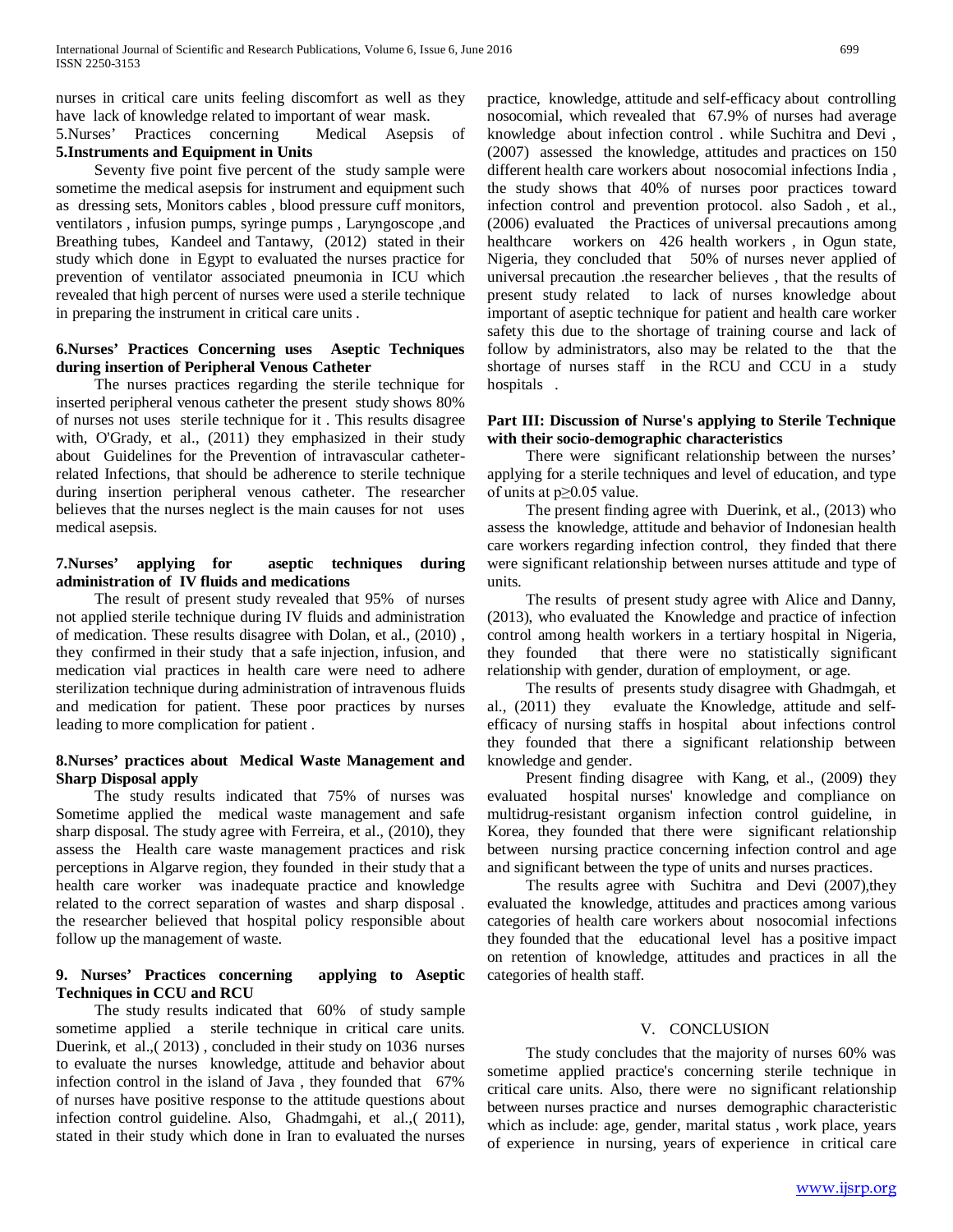nurses in critical care units feeling discomfort as well as they have lack of knowledge related to important of wear mask.

**5.Nurses' Practices concerning Medical Asepsis of 5.Instruments and Equipment in Units**

Seventy five point five percent of the study sample were sometime the medical asepsis for instrument and equipment such as dressing sets, Monitors cables , blood pressure cuff monitors, ventilators , infusion pumps, syringe pumps , Laryngoscope ,and Breathing tubes, Kandeel and Tantawy, (2012) stated in their study which done in Egypt to evaluated the nurses practice for prevention of ventilator associated pneumonia in ICU which revealed that high percent of nurses were used a sterile technique in preparing the instrument in critical care units .

**6.Nurses' Practices Concerning uses Aseptic Techniques during insertion of Peripheral Venous Catheter**

The nurses practices regarding the sterile technique for inserted peripheral venous catheter the present study shows 80% of nurses not uses sterile technique for it . This results disagree with, O'Grady, et al., (2011) they emphasized in their study about Guidelines for the Prevention of intravascular catheter-related Infections, that should be adherence to sterile technique during insertion peripheral venous catheter. The researcher believes that the nurses neglect is the main causes for not uses medical asepsis.

**7.Nurses' applying for aseptic techniques during administration of IV fluids and medications**

The result of present study revealed that 95% of nurses not applied sterile technique during IV fluids and administration of medication. These results disagree with Dolan, et al., (2010) , they confirmed in their study that a safe injection, infusion, and medication vial practices in health care were need to adhere sterilization technique during administration of intravenous fluids and medication for patient. These poor practices by nurses leading to more complication for patient .

**8.Nurses' practices about Medical Waste Management and Sharp Disposal apply**

The study results indicated that 75% of nurses was Sometime applied the medical waste management and safe sharp disposal. The study agree with Ferreira, et al., (2010), they assess the Health care waste management practices and risk perceptions in Algarve region, they founded in their study that a health care worker was inadequate practice and knowledge related to the correct separation of wastes and sharp disposal . the researcher believed that hospital policy responsible about follow up the management of waste.

**9. Nurses' Practices concerning applying to Aseptic Techniques in CCU and RCU**

The study results indicated that 60% of study sample sometime applied a sterile technique in critical care units. Duerink, et al.,( 2013) , concluded in their study on 1036 nurses to evaluate the nurses knowledge, attitude and behavior about infection control in the island of Java , they founded that 67% of nurses have positive response to the attitude questions about infection control guideline. Also, Ghadmgahi, et al.,( 2011), stated in their study which done in Iran to evaluated the nurses practice, knowledge, attitude and self-efficacy about controlling nosocomial, which revealed that 67.9% of nurses had average knowledge about infection control . while Suchitra and Devi , (2007) assessed the knowledge, attitudes and practices on 150 different health care workers about nosocomial infections India , the study shows that 40% of nurses poor practices toward infection control and prevention protocol. also Sadoh , et al., (2006) evaluated the Practices of universal precautions among healthcare workers on 426 health workers , in Ogun state, Nigeria, they concluded that 50% of nurses never applied of universal precaution .the researcher believes , that the results of present study related to lack of nurses knowledge about important of aseptic technique for patient and health care worker safety this due to the shortage of training course and lack of follow by administrators, also may be related to the that the shortage of nurses staff in the RCU and CCU in a study hospitals .

**Part III: Discussion of Nurse's applying to Sterile Technique with their socio-demographic characteristics**

There were significant relationship between the nurses' applying for a sterile techniques and level of education, and type of units at $p \geq 0.05$ value.

The present finding agree with Duerink, et al., (2013) who assess the knowledge, attitude and behavior of Indonesian health care workers regarding infection control, they finded that there were significant relationship between nurses attitude and type of units.

The results of present study agree with Alice and Danny, (2013), who evaluated the Knowledge and practice of infection control among health workers in a tertiary hospital in Nigeria, they founded that there were no statistically significant relationship with gender, duration of employment, or age.

The results of presents study disagree with Ghadmgah, et al., (2011) they evaluate the Knowledge, attitude and self-efficacy of nursing staffs in hospital about infections control they founded that there a significant relationship between knowledge and gender.

Present finding disagree with Kang, et al., (2009) they evaluated hospital nurses' knowledge and compliance on multidrug-resistant organism infection control guideline, in Korea, they founded that there were significant relationship between nursing practice concerning infection control and age and significant between the type of units and nurses practices.

The results agree with Suchitra and Devi (2007),they evaluated the knowledge, attitudes and practices among various categories of health care workers about nosocomial infections they founded that the educational level has a positive impact on retention of knowledge, attitudes and practices in all the categories of health staff.

## V. CONCLUSION

The study concludes that the majority of nurses 60% was sometime applied practice's concerning sterile technique in critical care units. Also, there were no significant relationship between nurses practice and nurses demographic characteristic which as include: age, gender, marital status , work place, years of experience in nursing, years of experience in critical care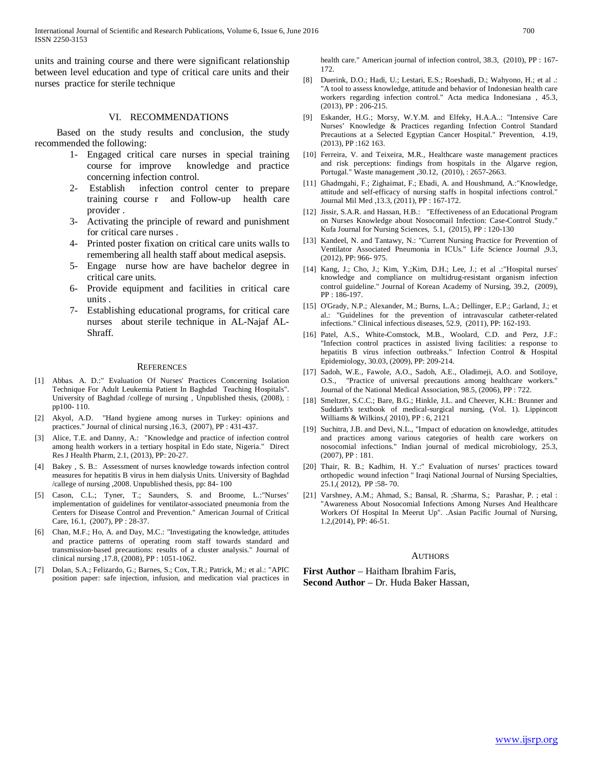units and training course and there were significant relationship between level education and type of critical care units and their nurses practice for sterile technique

## VI. RECOMMENDATIONS

Based on the study results and conclusion, the study recommended the following:

1- Engaged critical care nurses in special training course for improve knowledge and practice concerning infection control.
2- Establish infection control center to prepare training course r and Follow-up health care provider .
3- Activating the principle of reward and punishment for critical care nurses .
4- Printed poster fixation on critical care units walls to remembering all health staff about medical asepsis.
5- Engage nurse how are have bachelor degree in critical care units.
6- Provide equipment and facilities in critical care units .
7- Establishing educational programs, for critical care nurses about sterile technique in AL-Najaf AL-Shraff.

## REFERENCES

[1] Abbas. A. D.:" Evaluation Of Nurses' Practices Concerning Isolation Technique For Adult Leukemia Patient In Baghdad Teaching Hospitals". University of Baghdad /college of nursing , Unpublished thesis, (2008), : pp100- 110.

[2] Akyol, A.D. "Hand hygiene among nurses in Turkey: opinions and practices." Journal of clinical nursing ,16.3, (2007), PP : 431-437.

[3] Alice, T.E. and Danny, A.: "Knowledge and practice of infection control among health workers in a tertiary hospital in Edo state, Nigeria." Direct Res J Health Pharm, 2.1, (2013), PP: 20-27.

[4] Bakey , S. B.: Assessment of nurses knowledge towards infection control measures for hepatitis B virus in hem dialysis Units. University of Baghdad /callege of nursing ,2008. Unpublished thesis, pp: 84- 100

[5] Cason, C.L.; Tyner, T.; Saunders, S. and Broome, L.:"Nurses' implementation of guidelines for ventilator-associated pneumonia from the Centers for Disease Control and Prevention." American Journal of Critical Care, 16.1, (2007), PP : 28-37.

[6] Chan, M.F.; Ho, A. and Day, M.C.: "Investigating the knowledge, attitudes and practice patterns of operating room staff towards standard and transmission-based precautions: results of a cluster analysis." Journal of clinical nursing ,17.8, (2008), PP : 1051-1062.

[7] Dolan, S.A.; Felizardo, G.; Barnes, S.; Cox, T.R.; Patrick, M.; et al.: "APIC position paper: safe injection, infusion, and medication vial practices in health care." American journal of infection control, 38.3, (2010), PP : 167-172.

[8] Duerink, D.O.; Hadi, U.; Lestari, E.S.; Roeshadi, D.; Wahyono, H.; et al .: "A tool to assess knowledge, attitude and behavior of Indonesian health care workers regarding infection control." Acta medica Indonesiana , 45.3, (2013), PP : 206-215.

[9] Eskander, H.G.; Morsy, W.Y.M. and Elfeky, H.A.A..: "Intensive Care Nurses' Knowledge & Practices regarding Infection Control Standard Precautions at a Selected Egyptian Cancer Hospital." Prevention, 4.19, (2013), PP :162 163.

[10] Ferreira, V. and Teixeira, M.R., Healthcare waste management practices and risk perceptions: findings from hospitals in the Algarve region, Portugal." Waste management ,30.12, (2010), : 2657-2663.

[11] Ghadmgahi, F.; Zighaimat, F.; Ebadi, A. and Houshmand, A.:"Knowledge, attitude and self-efficacy of nursing staffs in hospital infections control." Journal Mil Med ,13.3, (2011), PP : 167-172.

[12] Jissir, S.A.R. and Hassan, H.B.: "Effectiveness of an Educational Program on Nurses Knowledge about Nosocomail Infection: Case-Control Study." Kufa Journal for Nursing Sciences, 5.1, (2015), PP : 120-130

[13] Kandeel, N. and Tantawy, N.: "Current Nursing Practice for Prevention of Ventilator Associated Pneumonia in ICUs." Life Science Journal ,9.3, (2012), PP: 966- 975.

[14] Kang, J.; Cho, J.; Kim, Y.;Kim, D.H.; Lee, J.; et al .:"Hospital nurses' knowledge and compliance on multidrug-resistant organism infection control guideline." Journal of Korean Academy of Nursing, 39.2, (2009), PP : 186-197.

[15] O'Grady, N.P.; Alexander, M.; Burns, L.A.; Dellinger, E.P.; Garland, J.; et al.: "Guidelines for the prevention of intravascular catheter-related infections." Clinical infectious diseases, 52.9, (2011), PP: 162-193.

[16] Patel, A.S., White-Comstock, M.B., Woolard, C.D. and Perz, J.F.: "Infection control practices in assisted living facilities: a response to hepatitis B virus infection outbreaks." Infection Control & Hospital Epidemiology, 30.03, (2009), PP: 209-214.

[17] Sadoh, W.E., Fawole, A.O., Sadoh, A.E., Oladimeji, A.O. and Sotiloye, O.S., "Practice of universal precautions among healthcare workers." Journal of the National Medical Association, 98.5, (2006), PP : 722.

[18] Smeltzer, S.C.C.; Bare, B.G.; Hinkle, J.L. and Cheever, K.H.: Brunner and Suddarth's textbook of medical-surgical nursing, (Vol. 1). Lippincott Williams & Wilkins,( 2010), PP : 6, 2121

[19] Suchitra, J.B. and Devi, N.L., "Impact of education on knowledge, attitudes and practices among various categories of health care workers on nosocomial infections." Indian journal of medical microbiology, 25.3, (2007), PP : 181.

[20] Thair, R. B.; Kadhim, H. Y.:" Evaluation of nurses' practices toward orthopedic wound infection " Iraqi National Journal of Nursing Specialties, 25.1,( 2012), PP :58- 70.

[21] Varshney, A.M.; Ahmad, S.; Bansal, R. ;Sharma, S.; Parashar, P. ; etal : "Awareness About Nosocomial Infections Among Nurses And Healthcare Workers Of Hospital In Meerut Up". .Asian Pacific Journal of Nursing, 1.2,(2014), PP: 46-51.

## AUTHORS

**First Author** – Haitham Ibrahim Faris,
**Second Author** – Dr. Huda Baker Hassan,